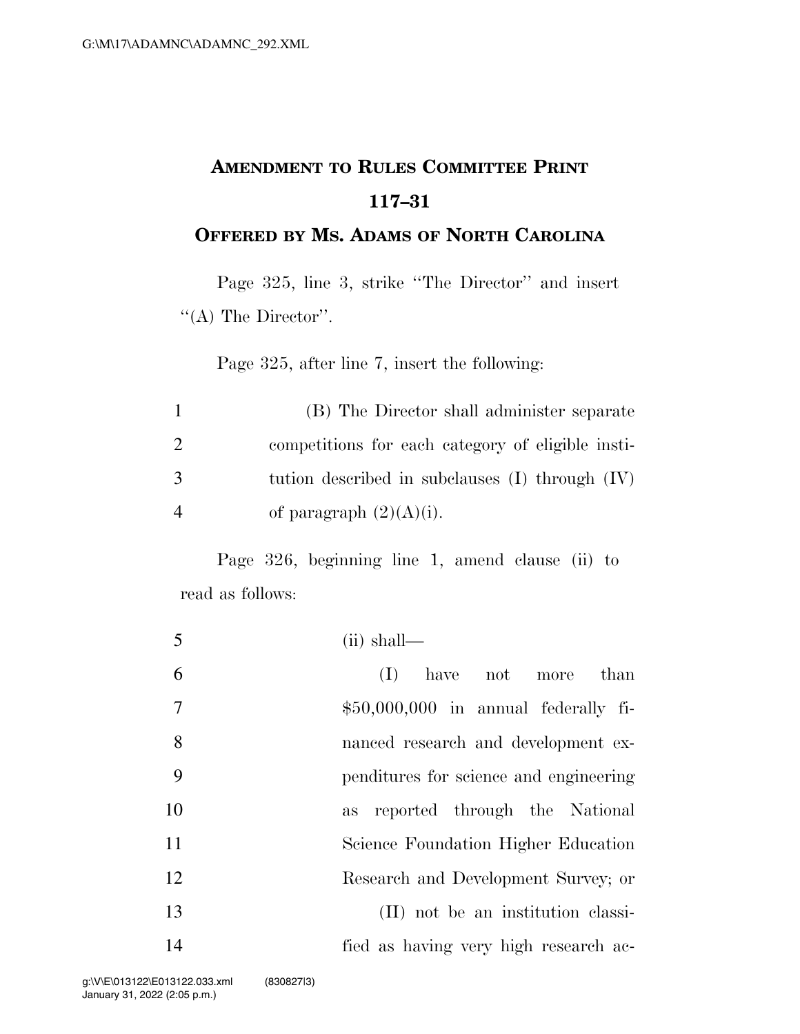## AMENDMENT TO RULES COMMITTEE PRINT 117–31

### OFFERED BY MS. ADAMS OF NORTH CAROLINA

Page 325, line 3, strike "The Director" and insert "(A) The Director".

Page 325, after line 7, insert the following:

1 (B) The Director shall administer separate
2 competitions for each category of eligible insti-
3 tution described in subclauses (I) through (IV)
4 of paragraph (2)(A)(i).

Page 326, beginning line 1, amend clause (ii) to read as follows:

5 (ii) shall—
6 (I) have not more than
7 $50,000,000 in annual federally fi-
8 nanced research and development ex-
9 penditures for science and engineering
10 as reported through the National
11 Science Foundation Higher Education
12 Research and Development Survey; or
13 (II) not be an institution classi-
14 fied as having very high research ac-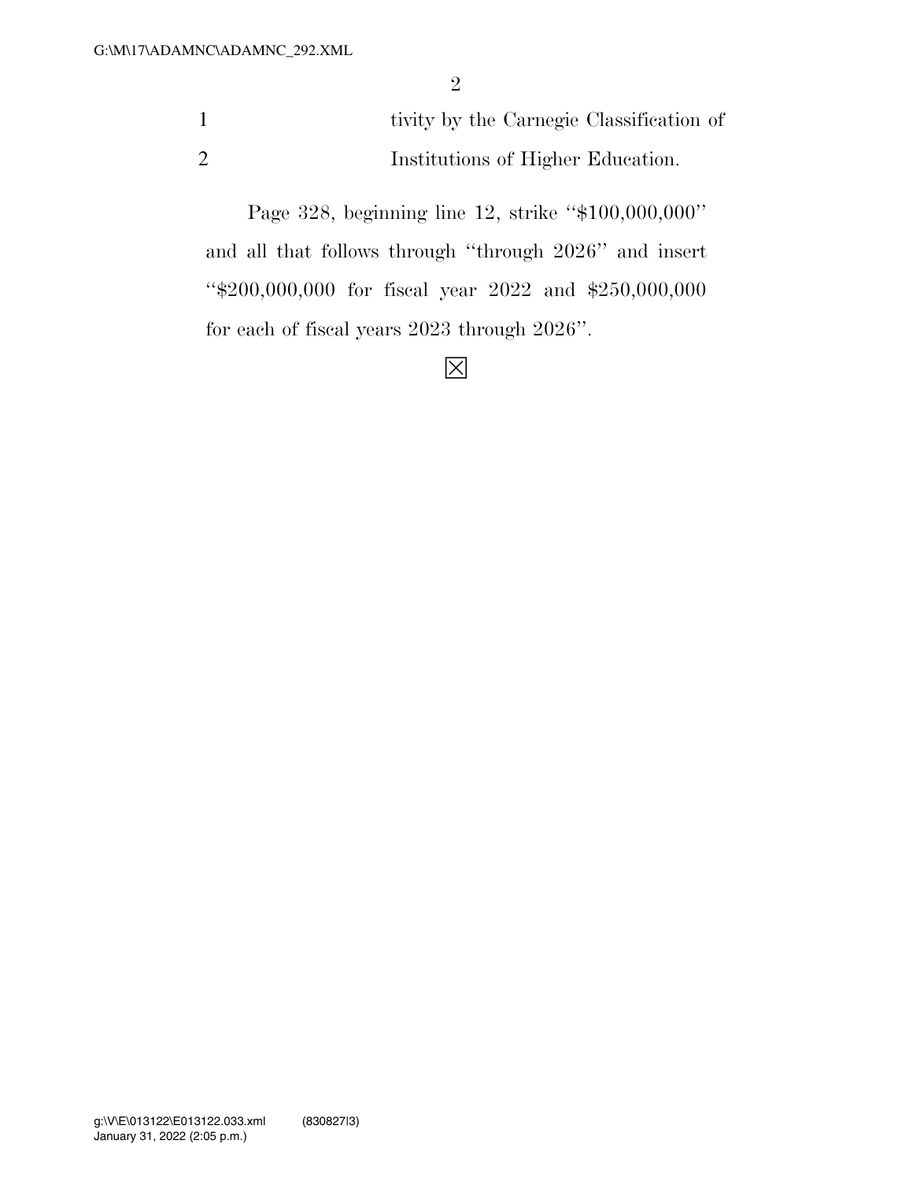tivity by the Carnegie Classification of Institutions of Higher Education.

Page 328, beginning line 12, strike "$100,000,000" and all that follows through "through 2026" and insert "$200,000,000 for fiscal year 2022 and $250,000,000 for each of fiscal years 2023 through 2026".